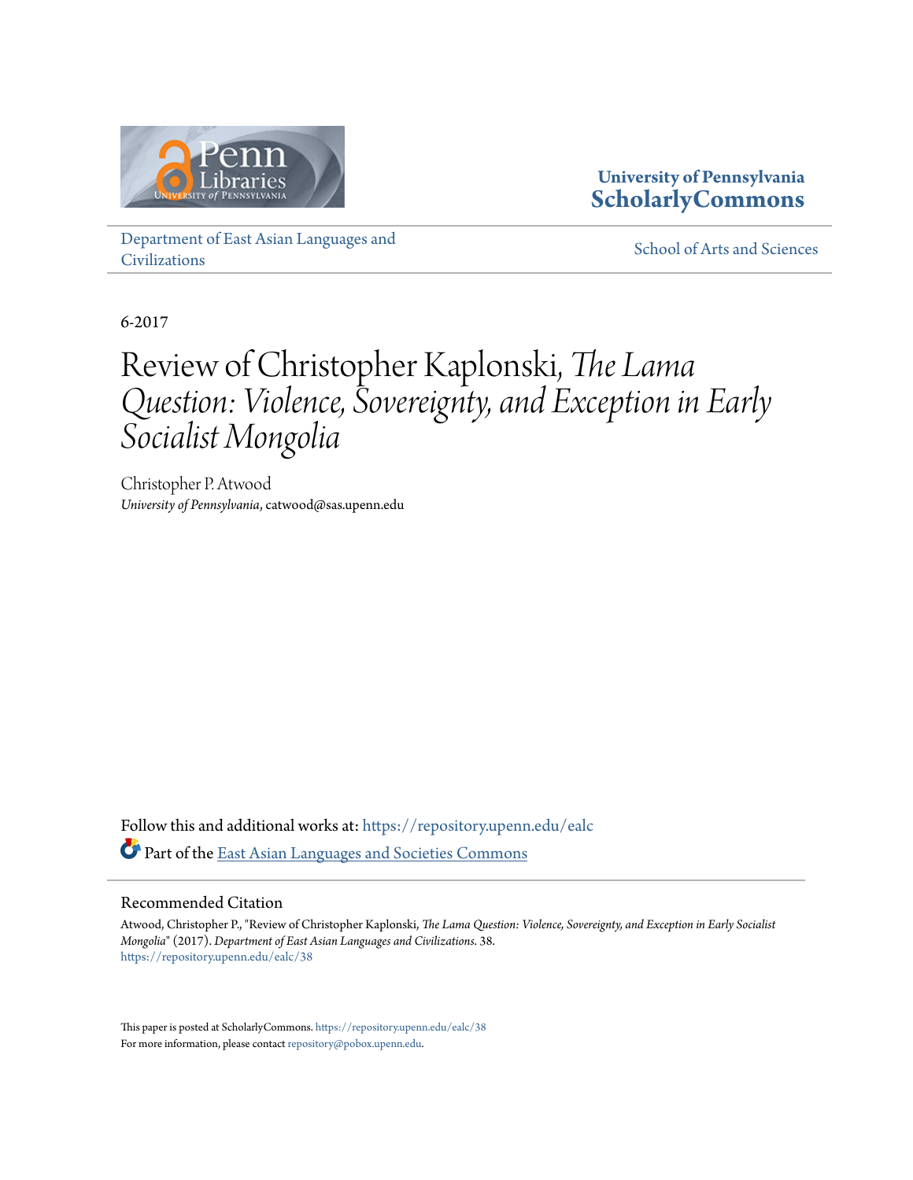University of Pennsylvania
**ScholarlyCommons**

Department of East Asian Languages and Civilizations

School of Arts and Sciences

6-2017

# Review of Christopher Kaplonski, *The Lama Question: Violence, Sovereignty, and Exception in Early Socialist Mongolia*

Christopher P. Atwood
*University of Pennsylvania*, catwood@sas.upenn.edu

Follow this and additional works at: https://repository.upenn.edu/ealc

Part of the East Asian Languages and Societies Commons

## Recommended Citation

Atwood, Christopher P., "Review of Christopher Kaplonski, *The Lama Question: Violence, Sovereignty, and Exception in Early Socialist Mongolia*" (2017). *Department of East Asian Languages and Civilizations*. 38.
https://repository.upenn.edu/ealc/38

This paper is posted at ScholarlyCommons. https://repository.upenn.edu/ealc/38
For more information, please contact repository@pobox.upenn.edu.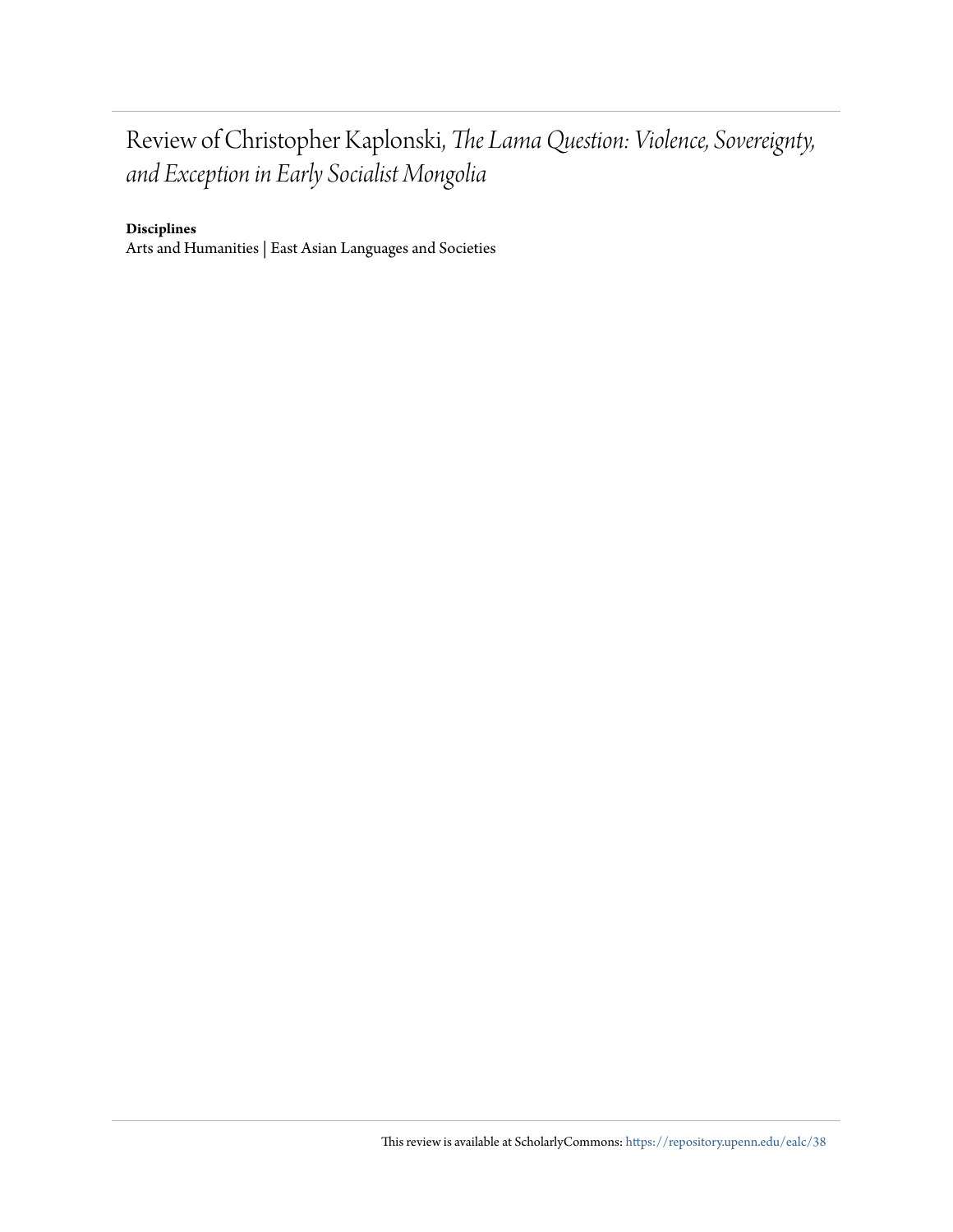# Review of Christopher Kaplonski, *The Lama Question: Violence, Sovereignty, and Exception in Early Socialist Mongolia*

**Disciplines**

Arts and Humanities | East Asian Languages and Societies

This review is available at ScholarlyCommons: https://repository.upenn.edu/ealc/38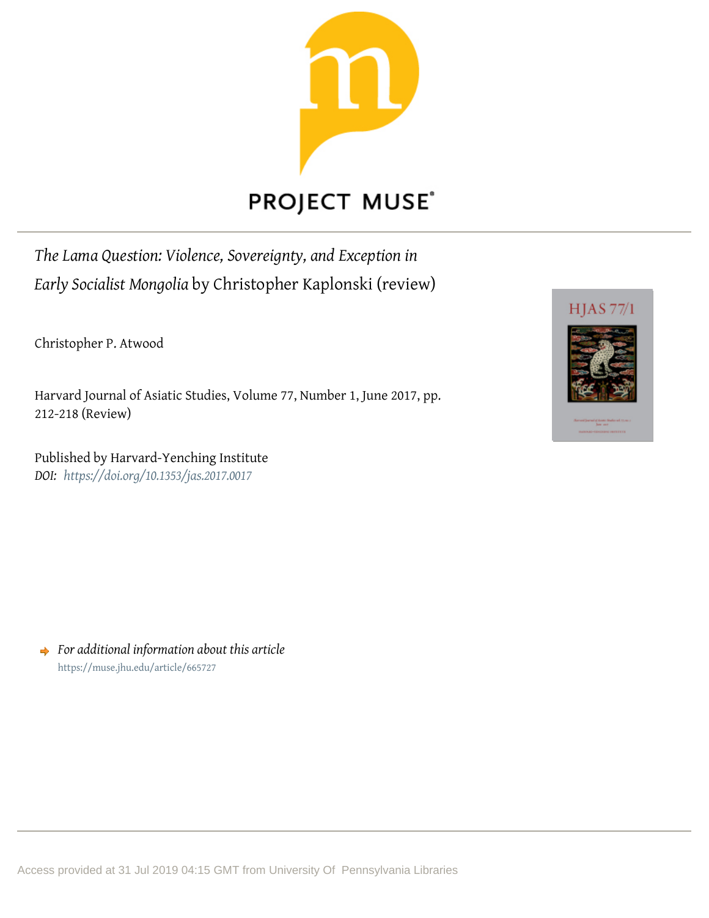*The Lama Question: Violence, Sovereignty, and Exception in Early Socialist Mongolia* by Christopher Kaplonski (review)

Christopher P. Atwood

Harvard Journal of Asiatic Studies, Volume 77, Number 1, June 2017, pp. 212-218 (Review)

Published by Harvard-Yenching Institute
*DOI: https://doi.org/10.1353/jas.2017.0017*

*For additional information about this article*
https://muse.jhu.edu/article/665727

Access provided at 31 Jul 2019 04:15 GMT from University Of Pennsylvania Libraries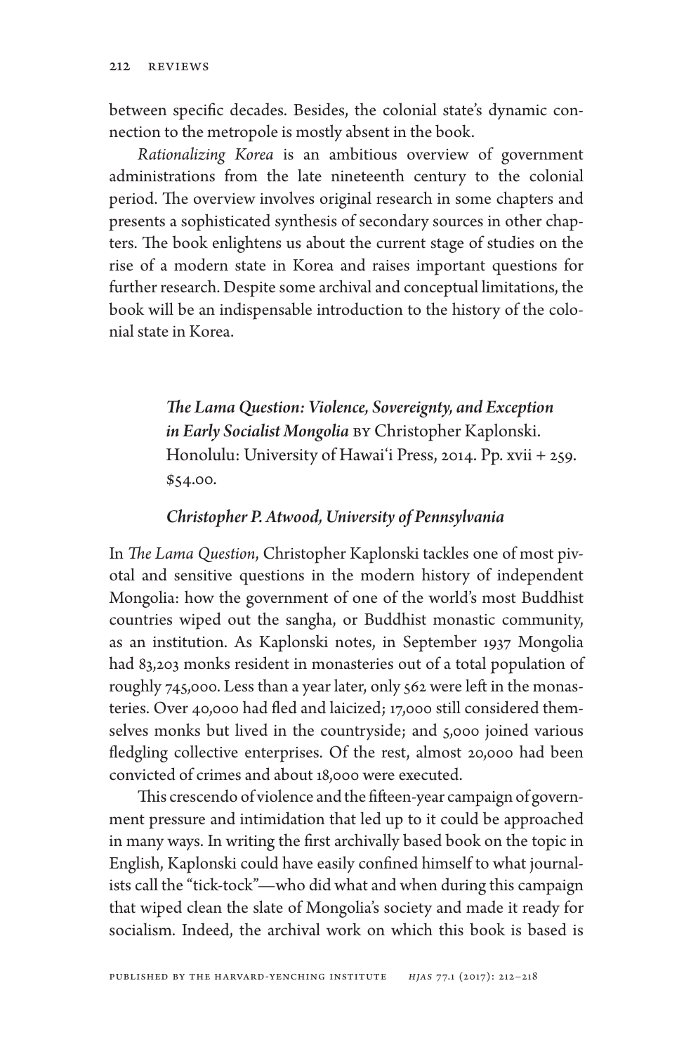between specific decades. Besides, the colonial state's dynamic connection to the metropole is mostly absent in the book.

*Rationalizing Korea* is an ambitious overview of government administrations from the late nineteenth century to the colonial period. The overview involves original research in some chapters and presents a sophisticated synthesis of secondary sources in other chapters. The book enlightens us about the current stage of studies on the rise of a modern state in Korea and raises important questions for further research. Despite some archival and conceptual limitations, the book will be an indispensable introduction to the history of the colonial state in Korea.

***The Lama Question: Violence, Sovereignty, and Exception in Early Socialist Mongolia*** BY Christopher Kaplonski. Honolulu: University of Hawai'i Press, 2014. Pp. xvii + 259. $54.00.

***Christopher P. Atwood, University of Pennsylvania***

In *The Lama Question*, Christopher Kaplonski tackles one of most pivotal and sensitive questions in the modern history of independent Mongolia: how the government of one of the world's most Buddhist countries wiped out the sangha, or Buddhist monastic community, as an institution. As Kaplonski notes, in September 1937 Mongolia had 83,203 monks resident in monasteries out of a total population of roughly 745,000. Less than a year later, only 562 were left in the monasteries. Over 40,000 had fled and laicized; 17,000 still considered themselves monks but lived in the countryside; and 5,000 joined various fledgling collective enterprises. Of the rest, almost 20,000 had been convicted of crimes and about 18,000 were executed.

This crescendo of violence and the fifteen-year campaign of government pressure and intimidation that led up to it could be approached in many ways. In writing the first archivally based book on the topic in English, Kaplonski could have easily confined himself to what journalists call the "tick-tock"—who did what and when during this campaign that wiped clean the slate of Mongolia's society and made it ready for socialism. Indeed, the archival work on which this book is based is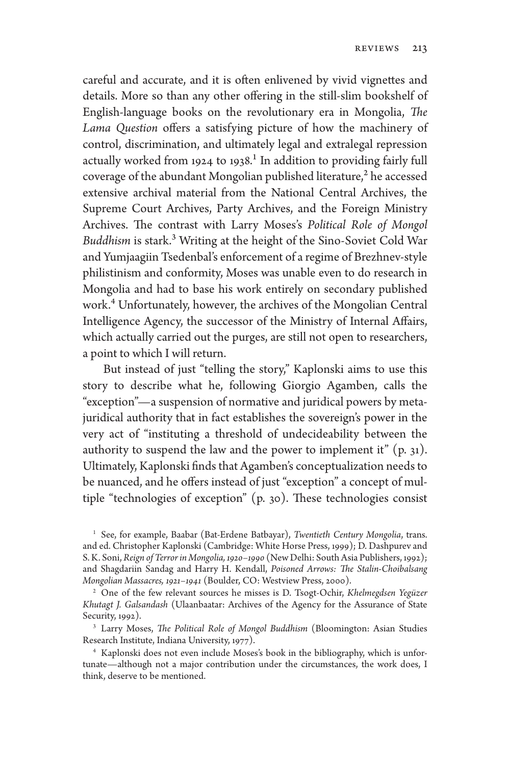careful and accurate, and it is often enlivened by vivid vignettes and details. More so than any other offering in the still-slim bookshelf of English-language books on the revolutionary era in Mongolia, *The Lama Question* offers a satisfying picture of how the machinery of control, discrimination, and ultimately legal and extralegal repression actually worked from 1924 to 1938.[1] In addition to providing fairly full coverage of the abundant Mongolian published literature,[2] he accessed extensive archival material from the National Central Archives, the Supreme Court Archives, Party Archives, and the Foreign Ministry Archives. The contrast with Larry Moses's *Political Role of Mongol Buddhism* is stark.[3] Writing at the height of the Sino-Soviet Cold War and Yumjaagiin Tsedenbal's enforcement of a regime of Brezhnev-style philistinism and conformity, Moses was unable even to do research in Mongolia and had to base his work entirely on secondary published work.[4] Unfortunately, however, the archives of the Mongolian Central Intelligence Agency, the successor of the Ministry of Internal Affairs, which actually carried out the purges, are still not open to researchers, a point to which I will return.

But instead of just "telling the story," Kaplonski aims to use this story to describe what he, following Giorgio Agamben, calls the "exception"—a suspension of normative and juridical powers by meta-juridical authority that in fact establishes the sovereign's power in the very act of "instituting a threshold of undecideability between the authority to suspend the law and the power to implement it" (p. 31). Ultimately, Kaplonski finds that Agamben's conceptualization needs to be nuanced, and he offers instead of just "exception" a concept of multiple "technologies of exception" (p. 30). These technologies consist

[1] See, for example, Baabar (Bat-Erdene Batbayar), *Twentieth Century Mongolia*, trans. and ed. Christopher Kaplonski (Cambridge: White Horse Press, 1999); D. Dashpurev and S. K. Soni, *Reign of Terror in Mongolia, 1920–1990* (New Delhi: South Asia Publishers, 1992); and Shagdariin Sandag and Harry H. Kendall, *Poisoned Arrows: The Stalin-Choibalsang Mongolian Massacres, 1921–1941* (Boulder, CO: Westview Press, 2000).

[2] One of the few relevant sources he misses is D. Tsogt-Ochir, *Khelmegdsen Yegüzer Khutagt J. Galsandash* (Ulaanbaatar: Archives of the Agency for the Assurance of State Security, 1992).

[3] Larry Moses, *The Political Role of Mongol Buddhism* (Bloomington: Asian Studies Research Institute, Indiana University, 1977).

[4] Kaplonski does not even include Moses's book in the bibliography, which is unfortunate—although not a major contribution under the circumstances, the work does, I think, deserve to be mentioned.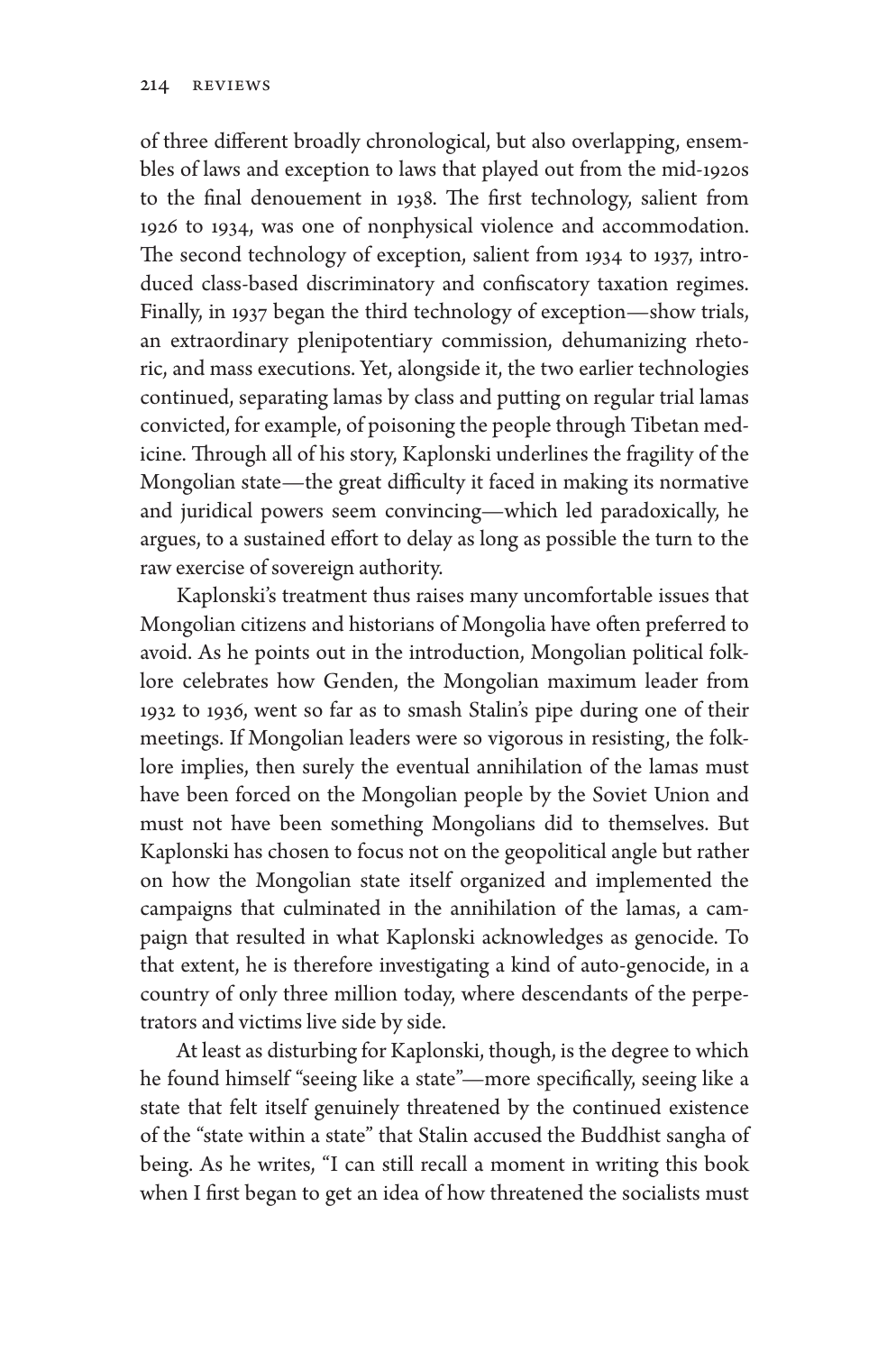of three different broadly chronological, but also overlapping, ensembles of laws and exception to laws that played out from the mid-1920s to the final denouement in 1938. The first technology, salient from 1926 to 1934, was one of nonphysical violence and accommodation. The second technology of exception, salient from 1934 to 1937, introduced class-based discriminatory and confiscatory taxation regimes. Finally, in 1937 began the third technology of exception—show trials, an extraordinary plenipotentiary commission, dehumanizing rhetoric, and mass executions. Yet, alongside it, the two earlier technologies continued, separating lamas by class and putting on regular trial lamas convicted, for example, of poisoning the people through Tibetan medicine. Through all of his story, Kaplonski underlines the fragility of the Mongolian state—the great difficulty it faced in making its normative and juridical powers seem convincing—which led paradoxically, he argues, to a sustained effort to delay as long as possible the turn to the raw exercise of sovereign authority.

Kaplonski's treatment thus raises many uncomfortable issues that Mongolian citizens and historians of Mongolia have often preferred to avoid. As he points out in the introduction, Mongolian political folklore celebrates how Genden, the Mongolian maximum leader from 1932 to 1936, went so far as to smash Stalin's pipe during one of their meetings. If Mongolian leaders were so vigorous in resisting, the folklore implies, then surely the eventual annihilation of the lamas must have been forced on the Mongolian people by the Soviet Union and must not have been something Mongolians did to themselves. But Kaplonski has chosen to focus not on the geopolitical angle but rather on how the Mongolian state itself organized and implemented the campaigns that culminated in the annihilation of the lamas, a campaign that resulted in what Kaplonski acknowledges as genocide. To that extent, he is therefore investigating a kind of auto-genocide, in a country of only three million today, where descendants of the perpetrators and victims live side by side.

At least as disturbing for Kaplonski, though, is the degree to which he found himself "seeing like a state"—more specifically, seeing like a state that felt itself genuinely threatened by the continued existence of the "state within a state" that Stalin accused the Buddhist sangha of being. As he writes, "I can still recall a moment in writing this book when I first began to get an idea of how threatened the socialists must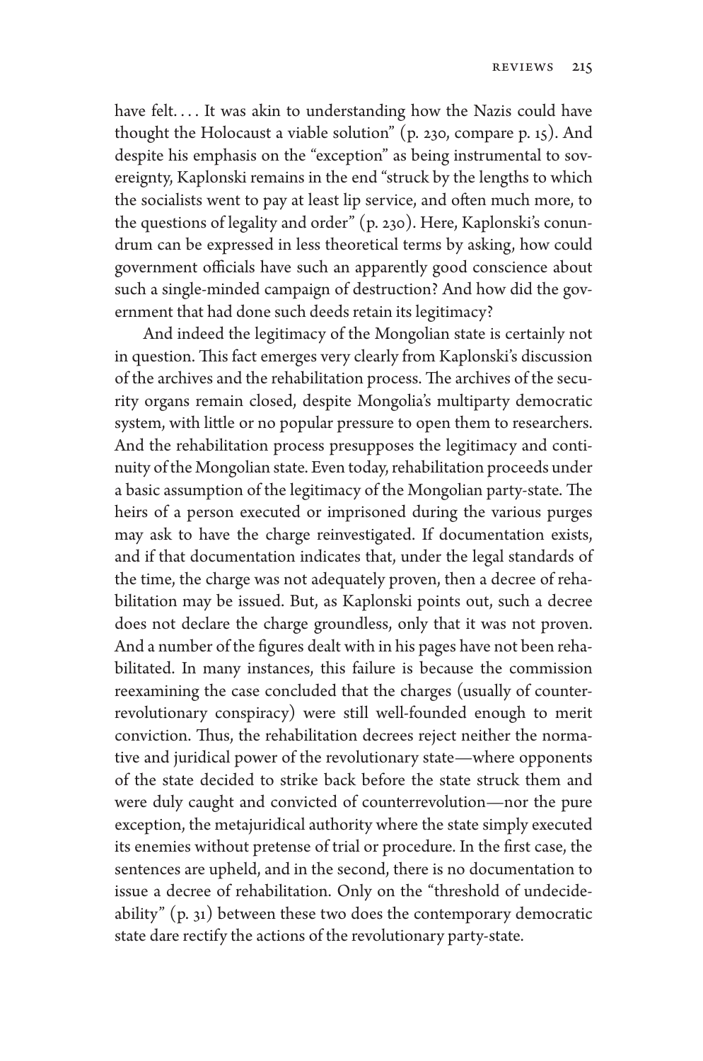have felt. . . . It was akin to understanding how the Nazis could have thought the Holocaust a viable solution" (p. 230, compare p. 15). And despite his emphasis on the "exception" as being instrumental to sovereignty, Kaplonski remains in the end "struck by the lengths to which the socialists went to pay at least lip service, and often much more, to the questions of legality and order" (p. 230). Here, Kaplonski's conundrum can be expressed in less theoretical terms by asking, how could government officials have such an apparently good conscience about such a single-minded campaign of destruction? And how did the government that had done such deeds retain its legitimacy?

And indeed the legitimacy of the Mongolian state is certainly not in question. This fact emerges very clearly from Kaplonski's discussion of the archives and the rehabilitation process. The archives of the security organs remain closed, despite Mongolia's multiparty democratic system, with little or no popular pressure to open them to researchers. And the rehabilitation process presupposes the legitimacy and continuity of the Mongolian state. Even today, rehabilitation proceeds under a basic assumption of the legitimacy of the Mongolian party-state. The heirs of a person executed or imprisoned during the various purges may ask to have the charge reinvestigated. If documentation exists, and if that documentation indicates that, under the legal standards of the time, the charge was not adequately proven, then a decree of rehabilitation may be issued. But, as Kaplonski points out, such a decree does not declare the charge groundless, only that it was not proven. And a number of the figures dealt with in his pages have not been rehabilitated. In many instances, this failure is because the commission reexamining the case concluded that the charges (usually of counterrevolutionary conspiracy) were still well-founded enough to merit conviction. Thus, the rehabilitation decrees reject neither the normative and juridical power of the revolutionary state—where opponents of the state decided to strike back before the state struck them and were duly caught and convicted of counterrevolution—nor the pure exception, the metajuridical authority where the state simply executed its enemies without pretense of trial or procedure. In the first case, the sentences are upheld, and in the second, there is no documentation to issue a decree of rehabilitation. Only on the "threshold of undecideability" (p. 31) between these two does the contemporary democratic state dare rectify the actions of the revolutionary party-state.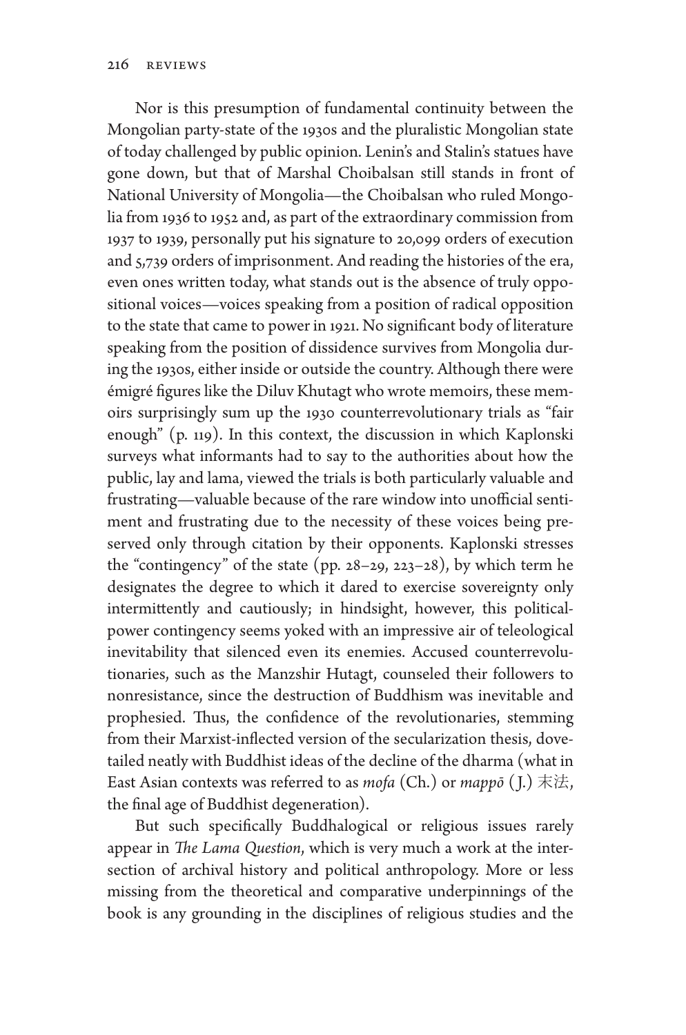Nor is this presumption of fundamental continuity between the Mongolian party-state of the 1930s and the pluralistic Mongolian state of today challenged by public opinion. Lenin's and Stalin's statues have gone down, but that of Marshal Choibalsan still stands in front of National University of Mongolia—the Choibalsan who ruled Mongolia from 1936 to 1952 and, as part of the extraordinary commission from 1937 to 1939, personally put his signature to 20,099 orders of execution and 5,739 orders of imprisonment. And reading the histories of the era, even ones written today, what stands out is the absence of truly oppositional voices—voices speaking from a position of radical opposition to the state that came to power in 1921. No significant body of literature speaking from the position of dissidence survives from Mongolia during the 1930s, either inside or outside the country. Although there were émigré figures like the Diluv Khutagt who wrote memoirs, these memoirs surprisingly sum up the 1930 counterrevolutionary trials as "fair enough" (p. 119). In this context, the discussion in which Kaplonski surveys what informants had to say to the authorities about how the public, lay and lama, viewed the trials is both particularly valuable and frustrating—valuable because of the rare window into unofficial sentiment and frustrating due to the necessity of these voices being preserved only through citation by their opponents. Kaplonski stresses the "contingency" of the state (pp. 28–29, 223–28), by which term he designates the degree to which it dared to exercise sovereignty only intermittently and cautiously; in hindsight, however, this political-power contingency seems yoked with an impressive air of teleological inevitability that silenced even its enemies. Accused counterrevolutionaries, such as the Manzshir Hutagt, counseled their followers to nonresistance, since the destruction of Buddhism was inevitable and prophesied. Thus, the confidence of the revolutionaries, stemming from their Marxist-inflected version of the secularization thesis, dovetailed neatly with Buddhist ideas of the decline of the dharma (what in East Asian contexts was referred to as *mofa* (Ch.) or *mappō* (J.) 末法, the final age of Buddhist degeneration).

But such specifically Buddhalogical or religious issues rarely appear in *The Lama Question*, which is very much a work at the intersection of archival history and political anthropology. More or less missing from the theoretical and comparative underpinnings of the book is any grounding in the disciplines of religious studies and the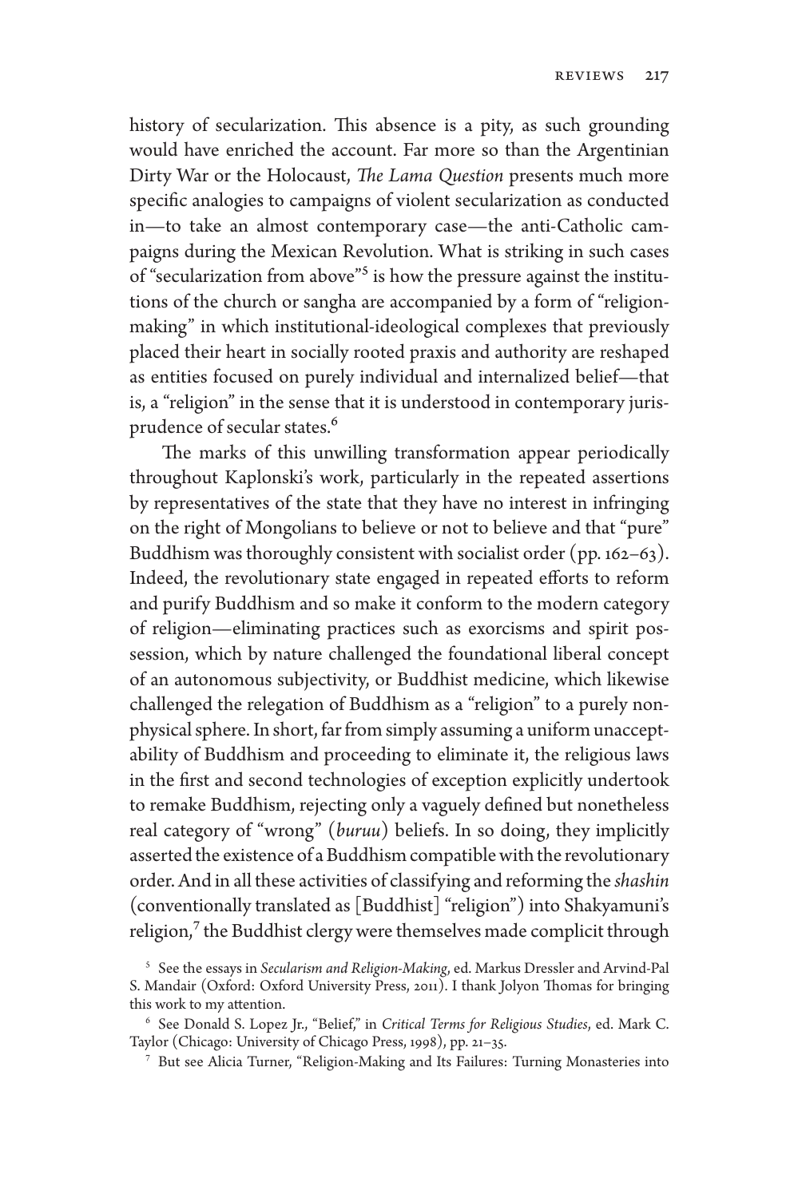history of secularization. This absence is a pity, as such grounding would have enriched the account. Far more so than the Argentinian Dirty War or the Holocaust, *The Lama Question* presents much more specific analogies to campaigns of violent secularization as conducted in—to take an almost contemporary case—the anti-Catholic campaigns during the Mexican Revolution. What is striking in such cases of "secularization from above"[5] is how the pressure against the institutions of the church or sangha are accompanied by a form of "religion-making" in which institutional-ideological complexes that previously placed their heart in socially rooted praxis and authority are reshaped as entities focused on purely individual and internalized belief—that is, a "religion" in the sense that it is understood in contemporary jurisprudence of secular states.[6]

The marks of this unwilling transformation appear periodically throughout Kaplonski's work, particularly in the repeated assertions by representatives of the state that they have no interest in infringing on the right of Mongolians to believe or not to believe and that "pure" Buddhism was thoroughly consistent with socialist order (pp. 162–63). Indeed, the revolutionary state engaged in repeated efforts to reform and purify Buddhism and so make it conform to the modern category of religion—eliminating practices such as exorcisms and spirit possession, which by nature challenged the foundational liberal concept of an autonomous subjectivity, or Buddhist medicine, which likewise challenged the relegation of Buddhism as a "religion" to a purely nonphysical sphere. In short, far from simply assuming a uniform unacceptability of Buddhism and proceeding to eliminate it, the religious laws in the first and second technologies of exception explicitly undertook to remake Buddhism, rejecting only a vaguely defined but nonetheless real category of "wrong" (*buruu*) beliefs. In so doing, they implicitly asserted the existence of a Buddhism compatible with the revolutionary order. And in all these activities of classifying and reforming the *shashin* (conventionally translated as [Buddhist] "religion") into Shakyamuni's religion,[7] the Buddhist clergy were themselves made complicit through

[5] See the essays in *Secularism and Religion-Making*, ed. Markus Dressler and Arvind-Pal S. Mandair (Oxford: Oxford University Press, 2011). I thank Jolyon Thomas for bringing this work to my attention.

[6] See Donald S. Lopez Jr., "Belief," in *Critical Terms for Religious Studies*, ed. Mark C. Taylor (Chicago: University of Chicago Press, 1998), pp. 21–35.

[7] But see Alicia Turner, "Religion-Making and Its Failures: Turning Monasteries into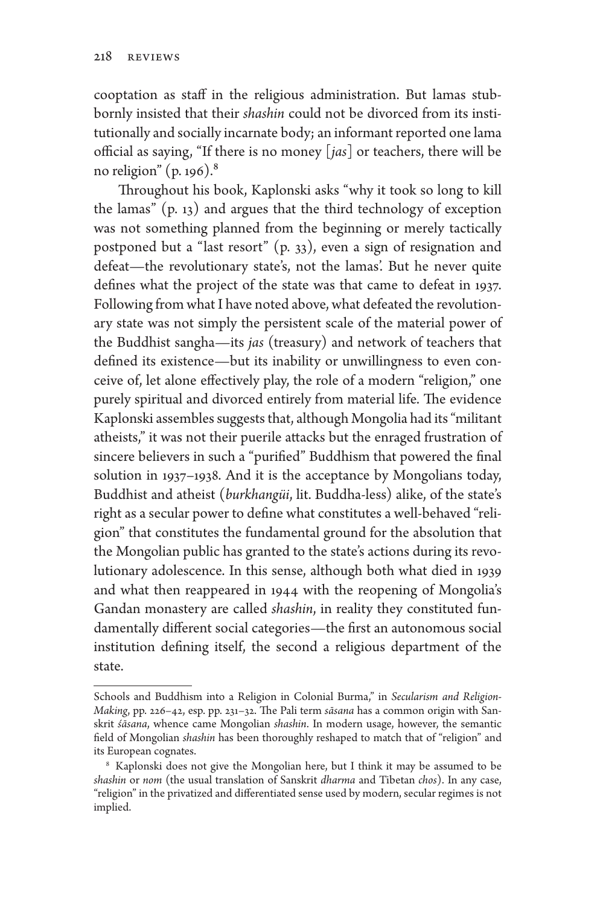cooptation as staff in the religious administration. But lamas stubbornly insisted that their *shashin* could not be divorced from its institutionally and socially incarnate body; an informant reported one lama official as saying, "If there is no money [*jas*] or teachers, there will be no religion" (p. 196).[8]

Throughout his book, Kaplonski asks "why it took so long to kill the lamas" (p. 13) and argues that the third technology of exception was not something planned from the beginning or merely tactically postponed but a "last resort" (p. 33), even a sign of resignation and defeat—the revolutionary state's, not the lamas'. But he never quite defines what the project of the state was that came to defeat in 1937. Following from what I have noted above, what defeated the revolutionary state was not simply the persistent scale of the material power of the Buddhist sangha—its *jas* (treasury) and network of teachers that defined its existence—but its inability or unwillingness to even conceive of, let alone effectively play, the role of a modern "religion," one purely spiritual and divorced entirely from material life. The evidence Kaplonski assembles suggests that, although Mongolia had its "militant atheists," it was not their puerile attacks but the enraged frustration of sincere believers in such a "purified" Buddhism that powered the final solution in 1937–1938. And it is the acceptance by Mongolians today, Buddhist and atheist (*burkhangüi*, lit. Buddha-less) alike, of the state's right as a secular power to define what constitutes a well-behaved "religion" that constitutes the fundamental ground for the absolution that the Mongolian public has granted to the state's actions during its revolutionary adolescence. In this sense, although both what died in 1939 and what then reappeared in 1944 with the reopening of Mongolia's Gandan monastery are called *shashin*, in reality they constituted fundamentally different social categories—the first an autonomous social institution defining itself, the second a religious department of the state.

---

Schools and Buddhism into a Religion in Colonial Burma," in *Secularism and Religion-Making*, pp. 226–42, esp. pp. 231–32. The Pali term *sāsana* has a common origin with Sanskrit *śāsana*, whence came Mongolian *shashin*. In modern usage, however, the semantic field of Mongolian *shashin* has been thoroughly reshaped to match that of "religion" and its European cognates.

[8] Kaplonski does not give the Mongolian here, but I think it may be assumed to be *shashin* or *nom* (the usual translation of Sanskrit *dharma* and Tibetan *chos*). In any case, "religion" in the privatized and differentiated sense used by modern, secular regimes is not implied.